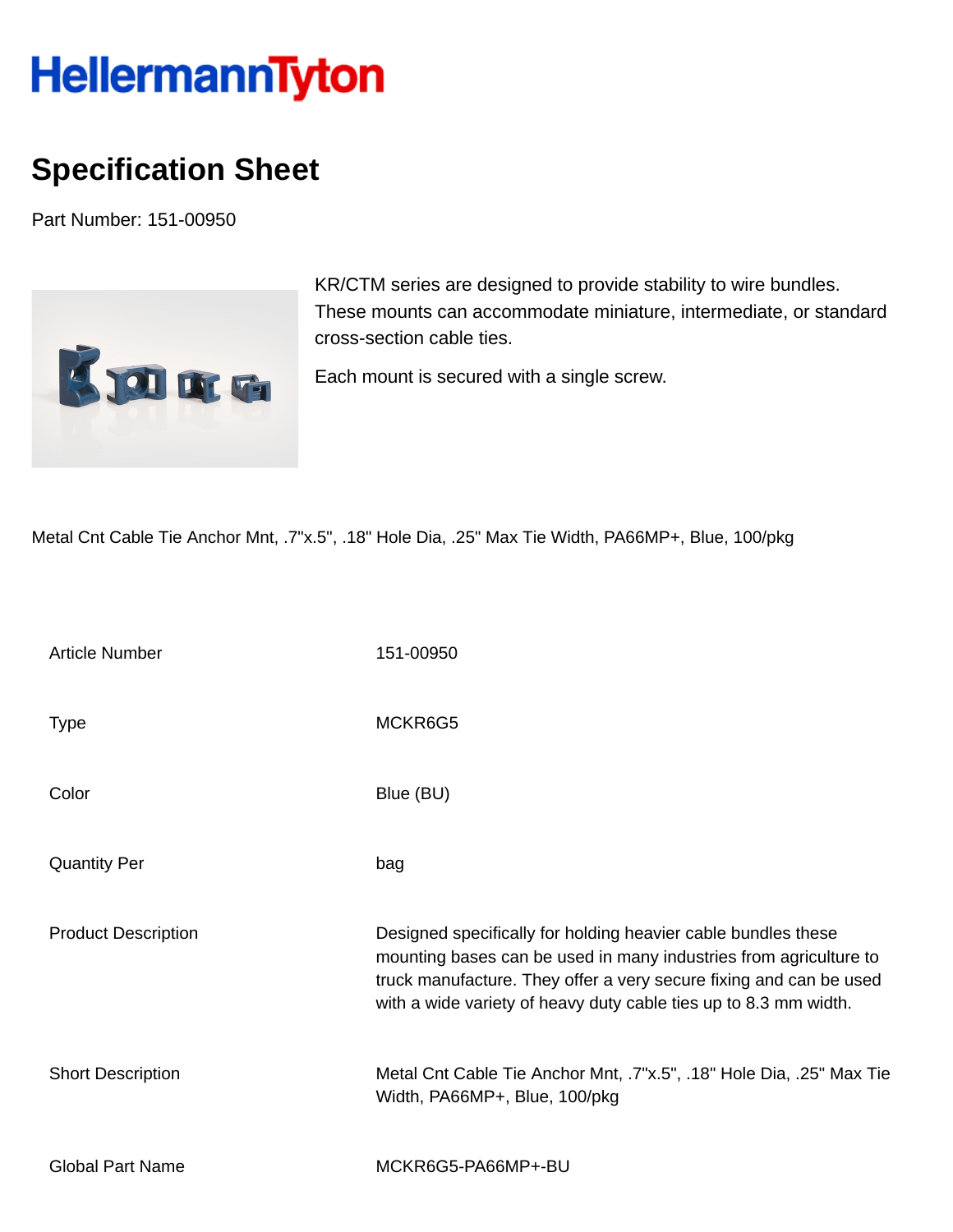HellermannTyton

# Specification Sheet

Part Number: 151-00950

KR/CTM series are designed to provide stability to wire bundles. These mounts can accommodate miniature, intermediate, or standard cross-section cable ties.

Each mount is secured with a single screw.

Metal Cnt Cable Tie Anchor Mnt, .7"x.5", .18" Hole Dia, .25" Max Tie Width, PA66MP+, Blue, 100/pkg

| | |
|---|---|
| Article Number | 151-00950 |
| Type | MCKR6G5 |
| Color | Blue (BU) |
| Quantity Per | bag |
| Product Description | Designed specifically for holding heavier cable bundles these mounting bases can be used in many industries from agriculture to truck manufacture. They offer a very secure fixing and can be used with a wide variety of heavy duty cable ties up to 8.3 mm width. |
| Short Description | Metal Cnt Cable Tie Anchor Mnt, .7"x.5", .18" Hole Dia, .25" Max Tie Width, PA66MP+, Blue, 100/pkg |
| Global Part Name | MCKR6G5-PA66MP+-BU |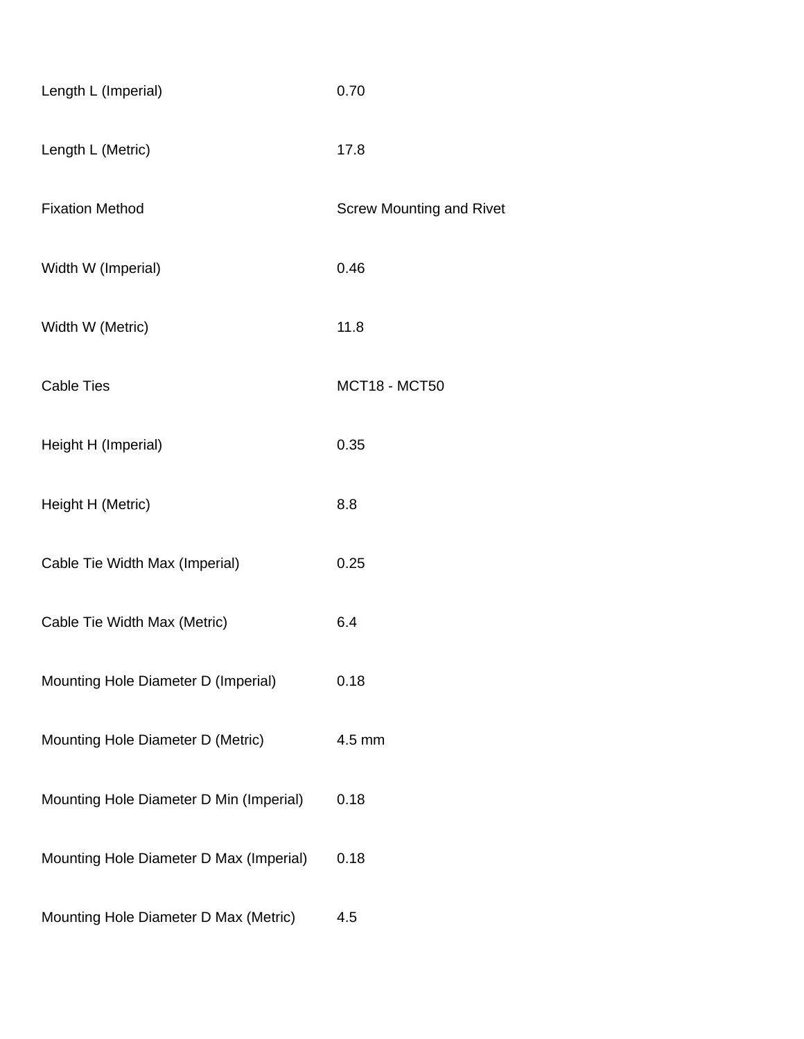| | |
|---|---|
| Length L (Imperial) | 0.70 |
| Length L (Metric) | 17.8 |
| Fixation Method | Screw Mounting and Rivet |
| Width W (Imperial) | 0.46 |
| Width W (Metric) | 11.8 |
| Cable Ties | MCT18 - MCT50 |
| Height H (Imperial) | 0.35 |
| Height H (Metric) | 8.8 |
| Cable Tie Width Max (Imperial) | 0.25 |
| Cable Tie Width Max (Metric) | 6.4 |
| Mounting Hole Diameter D (Imperial) | 0.18 |
| Mounting Hole Diameter D (Metric) | 4.5 mm |
| Mounting Hole Diameter D Min (Imperial) | 0.18 |
| Mounting Hole Diameter D Max (Imperial) | 0.18 |
| Mounting Hole Diameter D Max (Metric) | 4.5 |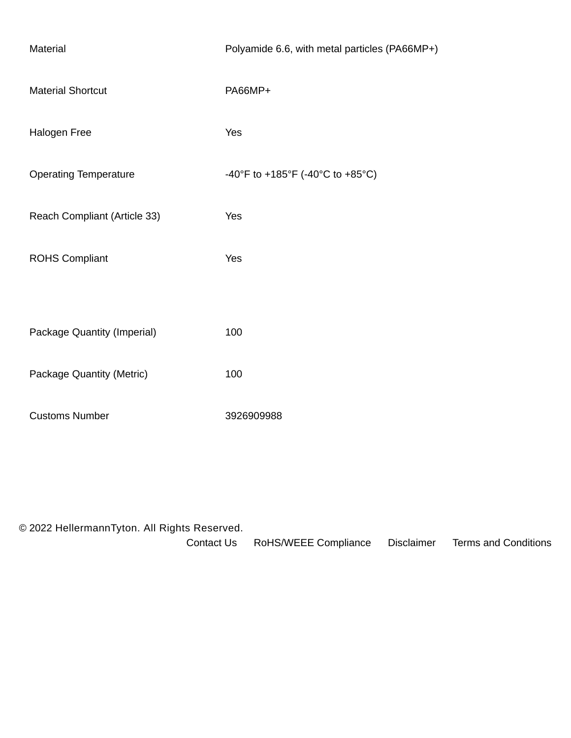| | |
|---|---|
| Material | Polyamide 6.6, with metal particles (PA66MP+) |
| Material Shortcut | PA66MP+ |
| Halogen Free | Yes |
| Operating Temperature | -40°F to +185°F (-40°C to +85°C) |
| Reach Compliant (Article 33) | Yes |
| ROHS Compliant | Yes |

| | |
|---|---|
| Package Quantity (Imperial) | 100 |
| Package Quantity (Metric) | 100 |
| Customs Number | 3926909988 |

© 2022 HellermannTyton. All Rights Reserved.

Contact Us RoHS/WEEE Compliance Disclaimer Terms and Conditions